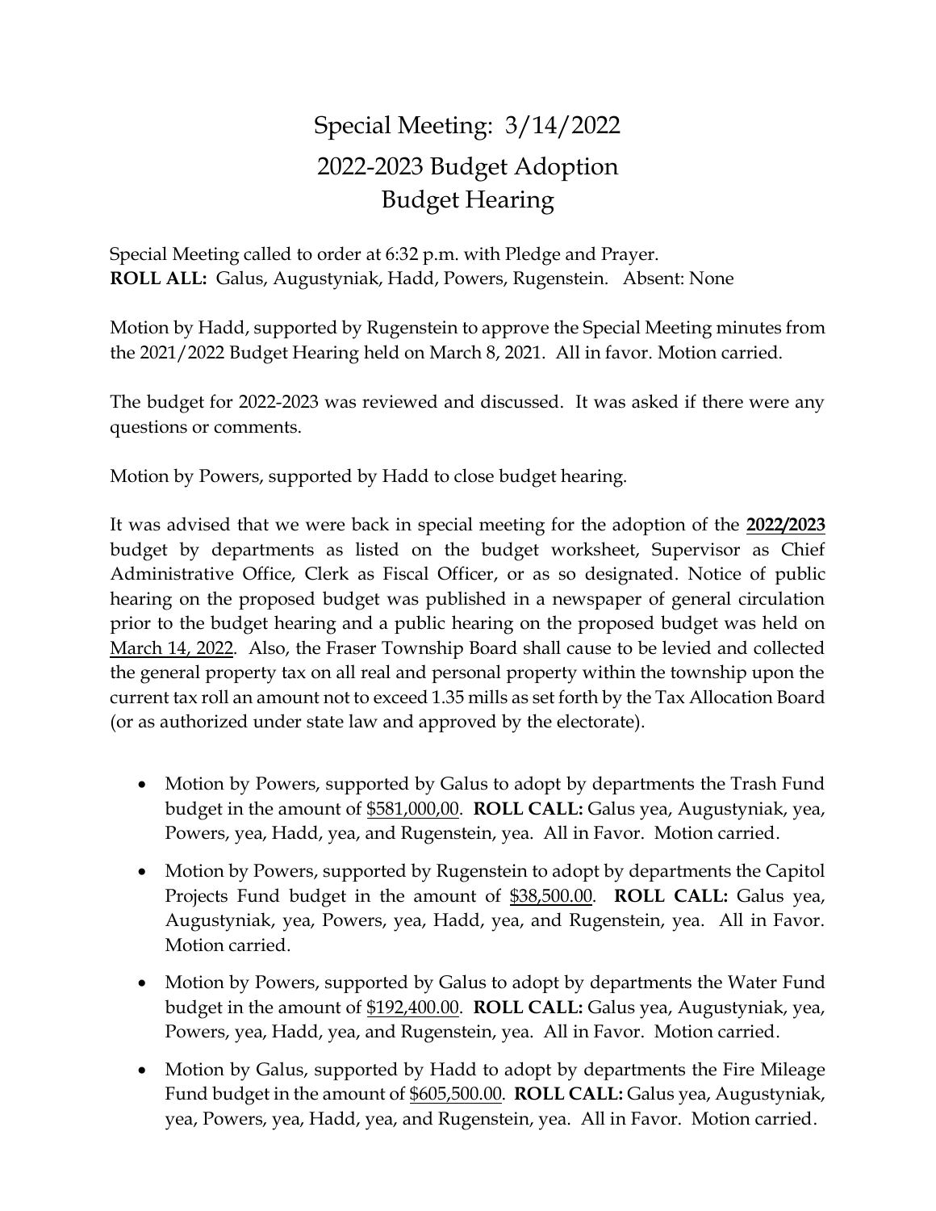# Special Meeting: 3/14/2022
# 2022-2023 Budget Adoption
# Budget Hearing

Special Meeting called to order at 6:32 p.m. with Pledge and Prayer.
**ROLL ALL:** Galus, Augustyniak, Hadd, Powers, Rugenstein. Absent: None

Motion by Hadd, supported by Rugenstein to approve the Special Meeting minutes from the 2021/2022 Budget Hearing held on March 8, 2021. All in favor. Motion carried.

The budget for 2022-2023 was reviewed and discussed. It was asked if there were any questions or comments.

Motion by Powers, supported by Hadd to close budget hearing.

It was advised that we were back in special meeting for the adoption of the **2022/2023** budget by departments as listed on the budget worksheet, Supervisor as Chief Administrative Office, Clerk as Fiscal Officer, or as so designated. Notice of public hearing on the proposed budget was published in a newspaper of general circulation prior to the budget hearing and a public hearing on the proposed budget was held on March 14, 2022. Also, the Fraser Township Board shall cause to be levied and collected the general property tax on all real and personal property within the township upon the current tax roll an amount not to exceed 1.35 mills as set forth by the Tax Allocation Board (or as authorized under state law and approved by the electorate).

- Motion by Powers, supported by Galus to adopt by departments the Trash Fund budget in the amount of $581,000,00. **ROLL CALL:** Galus yea, Augustyniak, yea, Powers, yea, Hadd, yea, and Rugenstein, yea. All in Favor. Motion carried.
- Motion by Powers, supported by Rugenstein to adopt by departments the Capitol Projects Fund budget in the amount of $38,500.00. **ROLL CALL:** Galus yea, Augustyniak, yea, Powers, yea, Hadd, yea, and Rugenstein, yea. All in Favor. Motion carried.
- Motion by Powers, supported by Galus to adopt by departments the Water Fund budget in the amount of $192,400.00. **ROLL CALL:** Galus yea, Augustyniak, yea, Powers, yea, Hadd, yea, and Rugenstein, yea. All in Favor. Motion carried.
- Motion by Galus, supported by Hadd to adopt by departments the Fire Mileage Fund budget in the amount of $605,500.00. **ROLL CALL:** Galus yea, Augustyniak, yea, Powers, yea, Hadd, yea, and Rugenstein, yea. All in Favor. Motion carried.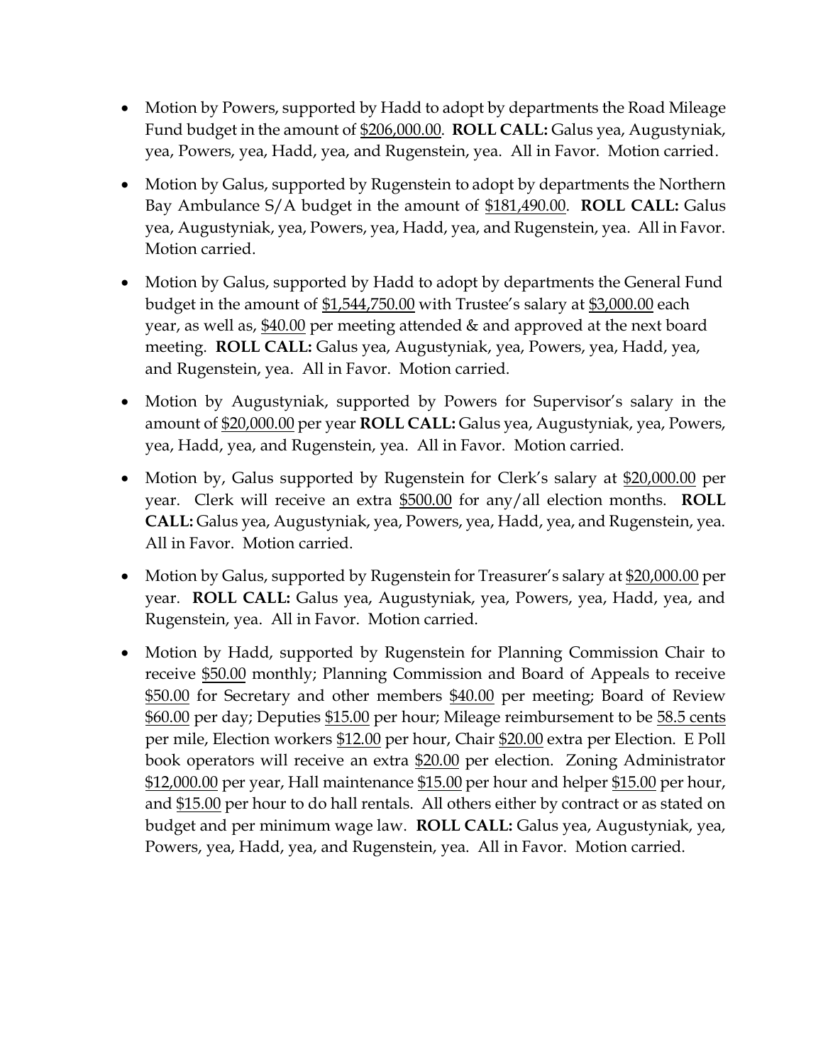- Motion by Powers, supported by Hadd to adopt by departments the Road Mileage Fund budget in the amount of $206,000.00. **ROLL CALL:** Galus yea, Augustyniak, yea, Powers, yea, Hadd, yea, and Rugenstein, yea. All in Favor. Motion carried.

- Motion by Galus, supported by Rugenstein to adopt by departments the Northern Bay Ambulance S/A budget in the amount of $181,490.00. **ROLL CALL:** Galus yea, Augustyniak, yea, Powers, yea, Hadd, yea, and Rugenstein, yea. All in Favor. Motion carried.

- Motion by Galus, supported by Hadd to adopt by departments the General Fund budget in the amount of $1,544,750.00 with Trustee's salary at $3,000.00 each year, as well as, $40.00 per meeting attended & and approved at the next board meeting. **ROLL CALL:** Galus yea, Augustyniak, yea, Powers, yea, Hadd, yea, and Rugenstein, yea. All in Favor. Motion carried.

- Motion by Augustyniak, supported by Powers for Supervisor's salary in the amount of $20,000.00 per year **ROLL CALL:** Galus yea, Augustyniak, yea, Powers, yea, Hadd, yea, and Rugenstein, yea. All in Favor. Motion carried.

- Motion by, Galus supported by Rugenstein for Clerk's salary at $20,000.00 per year. Clerk will receive an extra $500.00 for any/all election months. **ROLL CALL:** Galus yea, Augustyniak, yea, Powers, yea, Hadd, yea, and Rugenstein, yea. All in Favor. Motion carried.

- Motion by Galus, supported by Rugenstein for Treasurer's salary at $20,000.00 per year. **ROLL CALL:** Galus yea, Augustyniak, yea, Powers, yea, Hadd, yea, and Rugenstein, yea. All in Favor. Motion carried.

- Motion by Hadd, supported by Rugenstein for Planning Commission Chair to receive $50.00 monthly; Planning Commission and Board of Appeals to receive $50.00 for Secretary and other members $40.00 per meeting; Board of Review $60.00 per day; Deputies $15.00 per hour; Mileage reimbursement to be 58.5 cents per mile, Election workers $12.00 per hour, Chair $20.00 extra per Election. E Poll book operators will receive an extra $20.00 per election. Zoning Administrator $12,000.00 per year, Hall maintenance $15.00 per hour and helper $15.00 per hour, and $15.00 per hour to do hall rentals. All others either by contract or as stated on budget and per minimum wage law. **ROLL CALL:** Galus yea, Augustyniak, yea, Powers, yea, Hadd, yea, and Rugenstein, yea. All in Favor. Motion carried.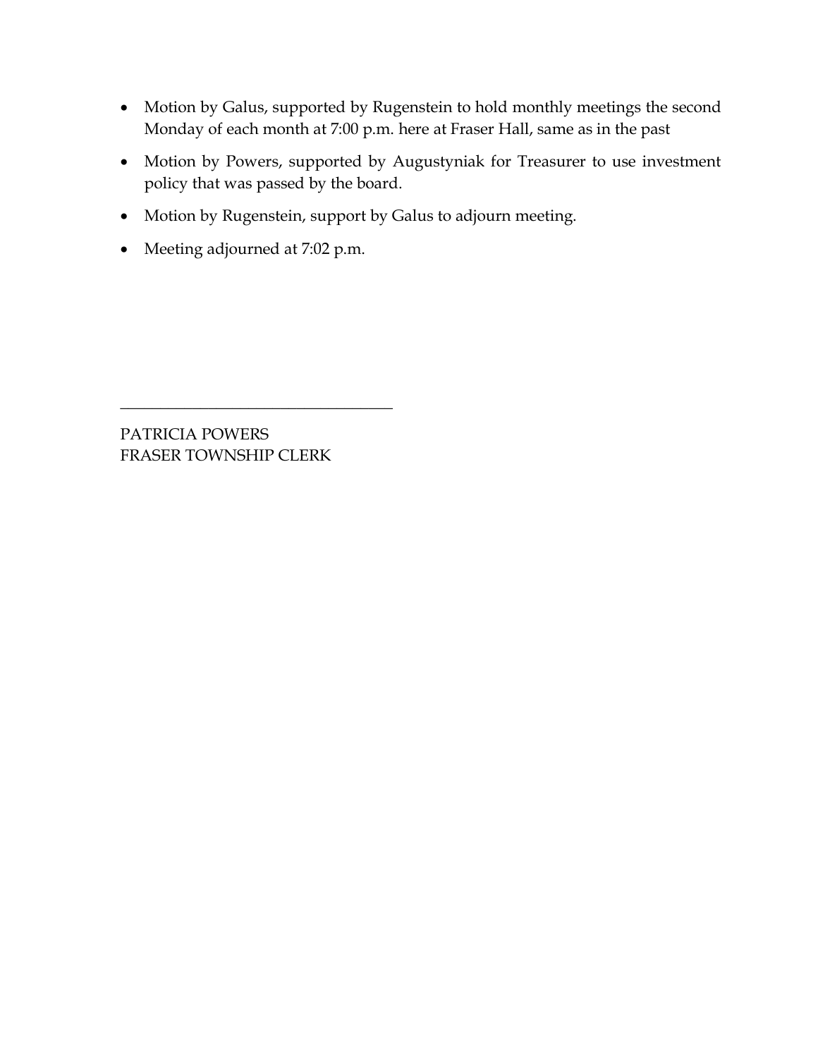- Motion by Galus, supported by Rugenstein to hold monthly meetings the second Monday of each month at 7:00 p.m. here at Fraser Hall, same as in the past
- Motion by Powers, supported by Augustyniak for Treasurer to use investment policy that was passed by the board.
- Motion by Rugenstein, support by Galus to adjourn meeting.
- Meeting adjourned at 7:02 p.m.

\_\_\_\_\_\_\_\_\_\_\_\_\_\_\_\_\_\_\_\_\_\_\_\_\_\_\_\_\_\_\_\_\_\_

PATRICIA POWERS
FRASER TOWNSHIP CLERK